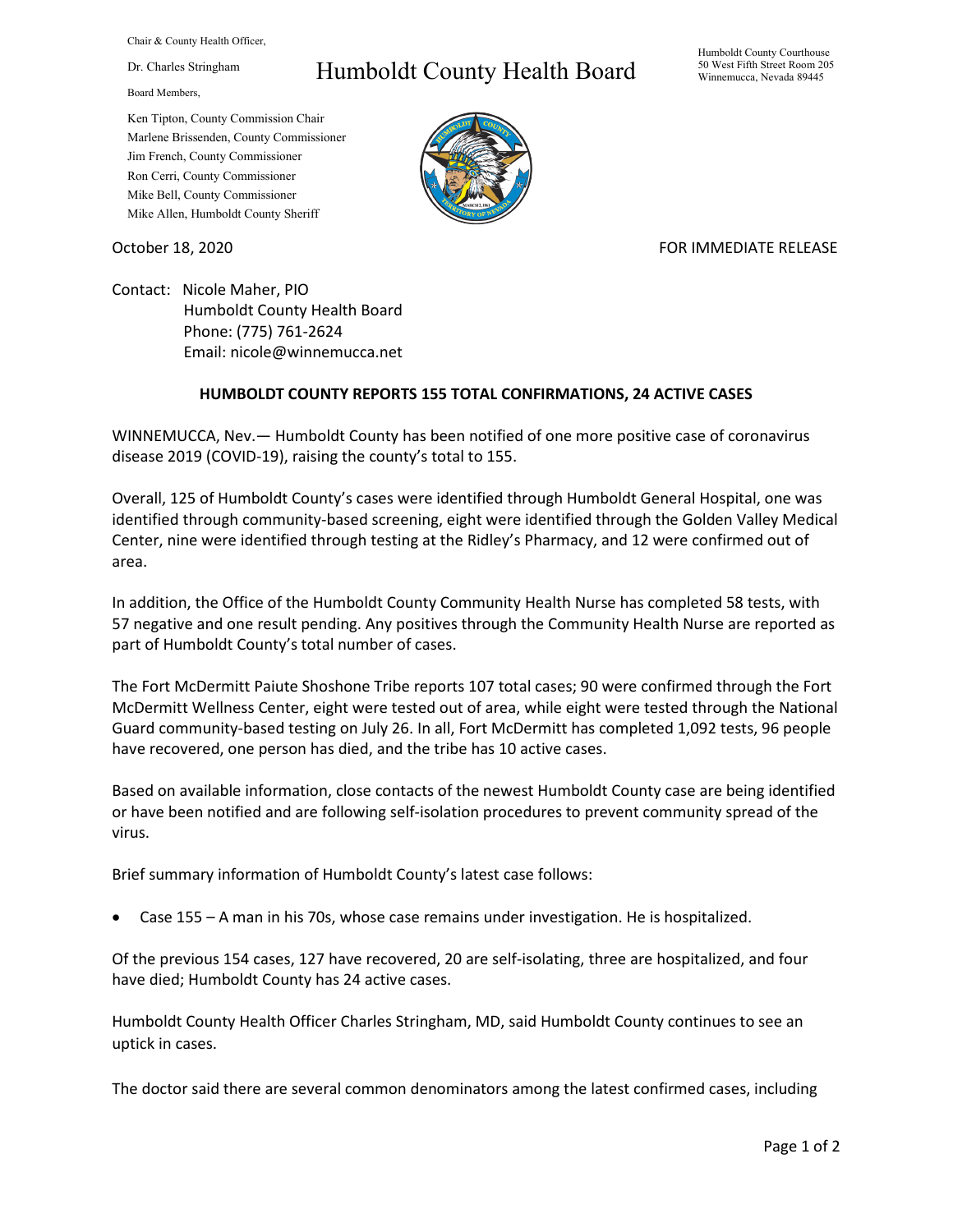Chair & County Health Officer,

Dr. Charles Stringham

# Humboldt County Health Board

Humboldt County Courthouse
50 West Fifth Street Room 205
Winnemucca, Nevada 89445

Board Members,

Ken Tipton, County Commission Chair
Marlene Brissenden, County Commissioner
Jim French, County Commissioner
Ron Cerri, County Commissioner
Mike Bell, County Commissioner
Mike Allen, Humboldt County Sheriff

October 18, 2020

FOR IMMEDIATE RELEASE

Contact: Nicole Maher, PIO
Humboldt County Health Board
Phone: (775) 761-2624
Email: nicole@winnemucca.net

## HUMBOLDT COUNTY REPORTS 155 TOTAL CONFIRMATIONS, 24 ACTIVE CASES

WINNEMUCCA, Nev.— Humboldt County has been notified of one more positive case of coronavirus disease 2019 (COVID-19), raising the county's total to 155.

Overall, 125 of Humboldt County's cases were identified through Humboldt General Hospital, one was identified through community-based screening, eight were identified through the Golden Valley Medical Center, nine were identified through testing at the Ridley's Pharmacy, and 12 were confirmed out of area.

In addition, the Office of the Humboldt County Community Health Nurse has completed 58 tests, with 57 negative and one result pending. Any positives through the Community Health Nurse are reported as part of Humboldt County's total number of cases.

The Fort McDermitt Paiute Shoshone Tribe reports 107 total cases; 90 were confirmed through the Fort McDermitt Wellness Center, eight were tested out of area, while eight were tested through the National Guard community-based testing on July 26. In all, Fort McDermitt has completed 1,092 tests, 96 people have recovered, one person has died, and the tribe has 10 active cases.

Based on available information, close contacts of the newest Humboldt County case are being identified or have been notified and are following self-isolation procedures to prevent community spread of the virus.

Brief summary information of Humboldt County's latest case follows:

- Case 155 – A man in his 70s, whose case remains under investigation. He is hospitalized.

Of the previous 154 cases, 127 have recovered, 20 are self-isolating, three are hospitalized, and four have died; Humboldt County has 24 active cases.

Humboldt County Health Officer Charles Stringham, MD, said Humboldt County continues to see an uptick in cases.

The doctor said there are several common denominators among the latest confirmed cases, including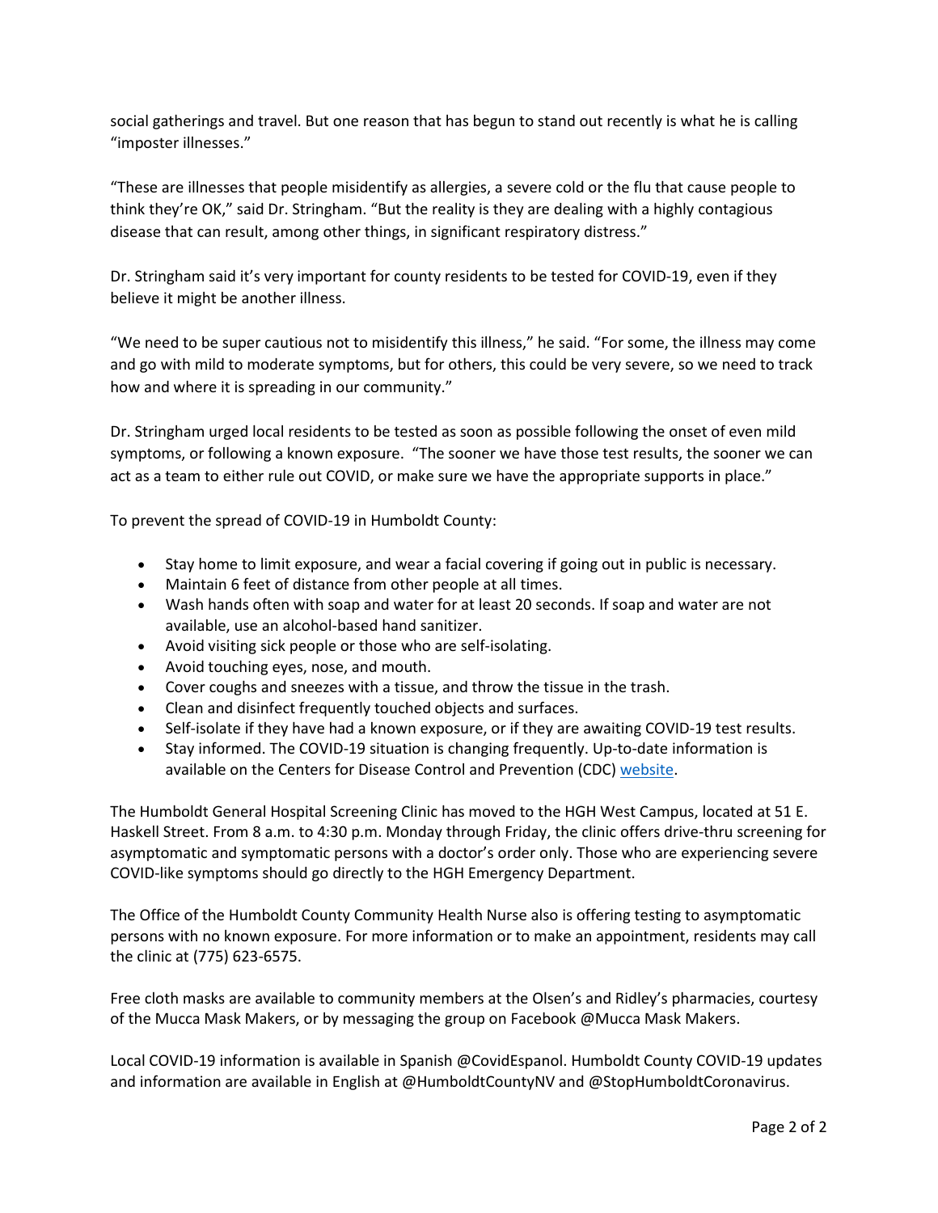social gatherings and travel. But one reason that has begun to stand out recently is what he is calling "imposter illnesses."

"These are illnesses that people misidentify as allergies, a severe cold or the flu that cause people to think they're OK," said Dr. Stringham. "But the reality is they are dealing with a highly contagious disease that can result, among other things, in significant respiratory distress."

Dr. Stringham said it's very important for county residents to be tested for COVID-19, even if they believe it might be another illness.

"We need to be super cautious not to misidentify this illness," he said. "For some, the illness may come and go with mild to moderate symptoms, but for others, this could be very severe, so we need to track how and where it is spreading in our community."

Dr. Stringham urged local residents to be tested as soon as possible following the onset of even mild symptoms, or following a known exposure. "The sooner we have those test results, the sooner we can act as a team to either rule out COVID, or make sure we have the appropriate supports in place."

To prevent the spread of COVID-19 in Humboldt County:

- Stay home to limit exposure, and wear a facial covering if going out in public is necessary.
- Maintain 6 feet of distance from other people at all times.
- Wash hands often with soap and water for at least 20 seconds. If soap and water are not available, use an alcohol-based hand sanitizer.
- Avoid visiting sick people or those who are self-isolating.
- Avoid touching eyes, nose, and mouth.
- Cover coughs and sneezes with a tissue, and throw the tissue in the trash.
- Clean and disinfect frequently touched objects and surfaces.
- Self-isolate if they have had a known exposure, or if they are awaiting COVID-19 test results.
- Stay informed. The COVID-19 situation is changing frequently. Up-to-date information is available on the Centers for Disease Control and Prevention (CDC) website.

The Humboldt General Hospital Screening Clinic has moved to the HGH West Campus, located at 51 E. Haskell Street. From 8 a.m. to 4:30 p.m. Monday through Friday, the clinic offers drive-thru screening for asymptomatic and symptomatic persons with a doctor's order only. Those who are experiencing severe COVID-like symptoms should go directly to the HGH Emergency Department.

The Office of the Humboldt County Community Health Nurse also is offering testing to asymptomatic persons with no known exposure. For more information or to make an appointment, residents may call the clinic at (775) 623-6575.

Free cloth masks are available to community members at the Olsen's and Ridley's pharmacies, courtesy of the Mucca Mask Makers, or by messaging the group on Facebook @Mucca Mask Makers.

Local COVID-19 information is available in Spanish @CovidEspanol. Humboldt County COVID-19 updates and information are available in English at @HumboldtCountyNV and @StopHumboldtCoronavirus.